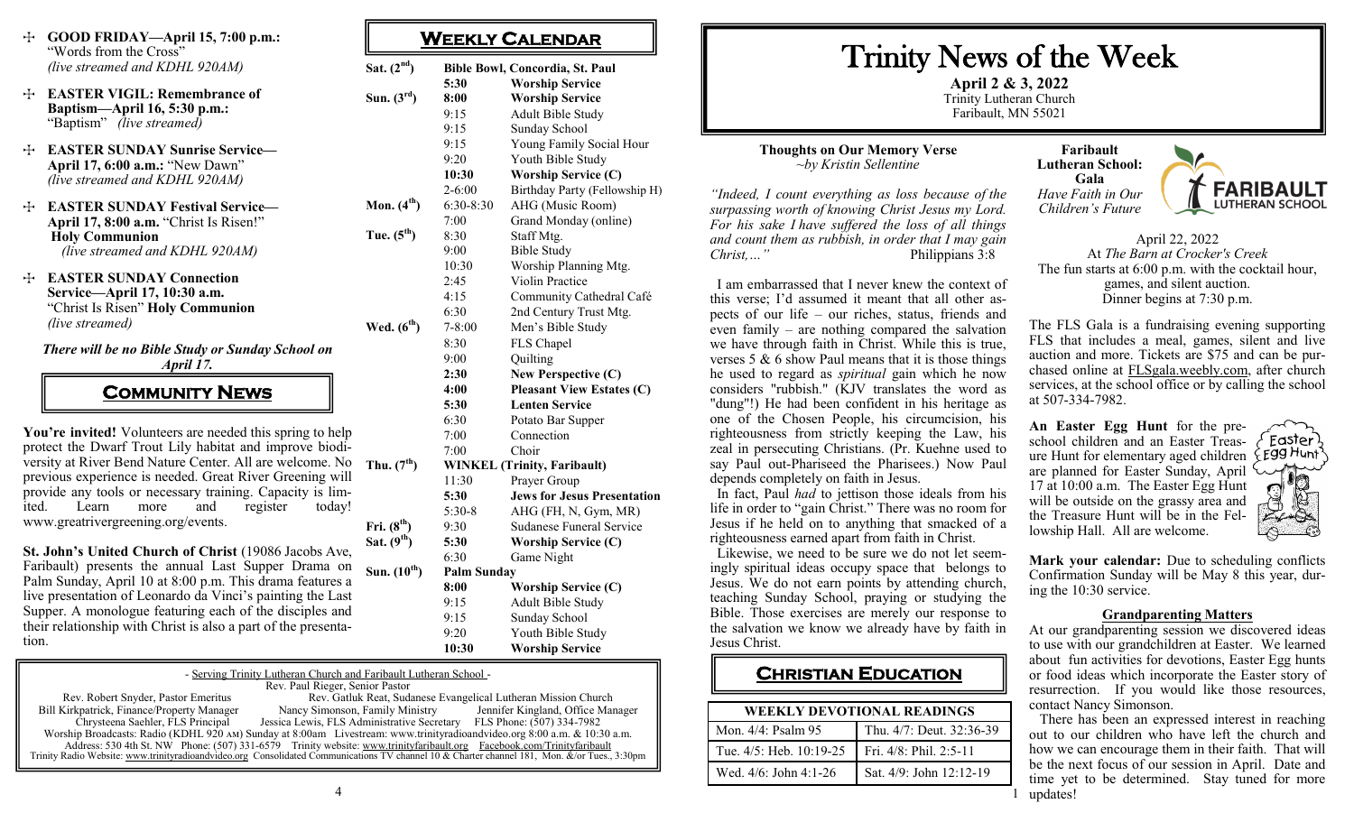- **GOOD FRIDAY—April 15, 7:00 p.m.:** "Words from the Cross" *(live streamed and KDHL 920AM)*
- **EASTER VIGIL: Remembrance of Baptism—April 16, 5:30 p.m.:** "Baptism" *(live streamed)*
- **EASTER SUNDAY Sunrise Service—April 17, 6:00 a.m.:** "New Dawn" *(live streamed and KDHL 920AM)*
- **EASTER SUNDAY Festival Service—April 17, 8:00 a.m.** "Christ Is Risen!" **Holy Communion** *(live streamed and KDHL 920AM)*
- **EASTER SUNDAY Connection Service—April 17, 10:30 a.m.** "Christ Is Risen" **Holy Communion** *(live streamed)*

***There will be no Bible Study or Sunday School on April 17.***

## COMMUNITY NEWS

**You're invited!** Volunteers are needed this spring to help protect the Dwarf Trout Lily habitat and improve biodiversity at River Bend Nature Center. All are welcome. No previous experience is needed. Great River Greening will provide any tools or necessary training. Capacity is limited. Learn more and register today! www.greatrivergreening.org/events.

**St. John's United Church of Christ** (19086 Jacobs Ave, Faribault) presents the annual Last Supper Drama on Palm Sunday, April 10 at 8:00 p.m. This drama features a live presentation of Leonardo da Vinci's painting the Last Supper. A monologue featuring each of the disciples and their relationship with Christ is also a part of the presentation.

## WEEKLY CALENDAR

| Day | Time | Event |
|---|---|---|
| **Sat. (2nd)** | | **Bible Bowl, Concordia, St. Paul** |
| | **5:30** | **Worship Service** |
| **Sun. (3rd)** | **8:00** | **Worship Service** |
| | 9:15 | Adult Bible Study |
| | 9:15 | Sunday School |
| | 9:15 | Young Family Social Hour |
| | 9:20 | Youth Bible Study |
| | **10:30** | **Worship Service (C)** |
| | 2-6:00 | Birthday Party (Fellowship H) |
| **Mon. (4th)** | 6:30-8:30 | AHG (Music Room) |
| | 7:00 | Grand Monday (online) |
| **Tue. (5th)** | 8:30 | Staff Mtg. |
| | 9:00 | Bible Study |
| | 10:30 | Worship Planning Mtg. |
| | 2:45 | Violin Practice |
| | 4:15 | Community Cathedral Café |
| | 6:30 | 2nd Century Trust Mtg. |
| **Wed. (6th)** | 7-8:00 | Men's Bible Study |
| | 8:30 | FLS Chapel |
| | 9:00 | Quilting |
| | **2:30** | **New Perspective (C)** |
| | **4:00** | **Pleasant View Estates (C)** |
| | **5:30** | **Lenten Service** |
| | 6:30 | Potato Bar Supper |
| | 7:00 | Connection |
| | 7:00 | Choir |
| **Thu. (7th)** | | **WINKEL (Trinity, Faribault)** |
| | 11:30 | Prayer Group |
| | **5:30** | **Jews for Jesus Presentation** |
| | 5:30-8 | AHG (FH, N, Gym, MR) |
| **Fri. (8th)** | 9:30 | Sudanese Funeral Service |
| **Sat. (9th)** | **5:30** | **Worship Service (C)** |
| | 6:30 | Game Night |
| **Sun. (10th)** | | **Palm Sunday** |
| | **8:00** | **Worship Service (C)** |
| | 9:15 | Adult Bible Study |
| | 9:15 | Sunday School |
| | 9:20 | Youth Bible Study |
| | **10:30** | **Worship Service** |

- Serving Trinity Lutheran Church and Faribault Lutheran School -
Rev. Paul Rieger, Senior Pastor
Rev. Robert Snyder, Pastor Emeritus — Rev. Gatluk Reat, Sudanese Evangelical Lutheran Mission Church
Bill Kirkpatrick, Finance/Property Manager — Nancy Simonson, Family Ministry — Jennifer Kingland, Office Manager
Chrysteena Saehler, FLS Principal — Jessica Lewis, FLS Administrative Secretary — FLS Phone: (507) 334-7982
Worship Broadcasts: Radio (KDHL 920 AM) Sunday at 8:00am Livestream: www.trinityradioandvideo.org 8:00 a.m. & 10:30 a.m.
Address: 530 4th St. NW Phone: (507) 331-6579 Trinity website: www.trinityfaribault.org Facebook.com/Trinityfaribault
Trinity Radio Website: www.trinityradioandvideo.org Consolidated Communications TV channel 10 & Charter channel 181, Mon. &/or Tues., 3:30pm

# Trinity News of the Week

**April 2 & 3, 2022**
Trinity Lutheran Church
Faribault, MN 55021

### Thoughts on Our Memory Verse
*~by Kristin Sellentine*

*"Indeed, I count everything as loss because of the surpassing worth of knowing Christ Jesus my Lord. For his sake I have suffered the loss of all things and count them as rubbish, in order that I may gain Christ,…"* Philippians 3:8

I am embarrassed that I never knew the context of this verse; I'd assumed it meant that all other aspects of our life – our riches, status, friends and even family – are nothing compared the salvation we have through faith in Christ. While this is true, verses 5 & 6 show Paul means that it is those things he used to regard as *spiritual* gain which he now considers "rubbish." (KJV translates the word as "dung"!) He had been confident in his heritage as one of the Chosen People, his circumcision, his righteousness from strictly keeping the Law, his zeal in persecuting Christians. (Pr. Kuehne used to say Paul out-Phariseed the Pharisees.) Now Paul depends completely on faith in Jesus.

In fact, Paul *had* to jettison those ideals from his life in order to "gain Christ." There was no room for Jesus if he held on to anything that smacked of a righteousness earned apart from faith in Christ.

Likewise, we need to be sure we do not let seemingly spiritual ideas occupy space that belongs to Jesus. We do not earn points by attending church, teaching Sunday School, praying or studying the Bible. Those exercises are merely our response to the salvation we know we already have by faith in Jesus Christ.

## CHRISTIAN EDUCATION

| WEEKLY DEVOTIONAL READINGS | |
|---|---|
| Mon. 4/4: Psalm 95 | Thu. 4/7: Deut. 32:36-39 |
| Tue. 4/5: Heb. 10:19-25 | Fri. 4/8: Phil. 2:5-11 |
| Wed. 4/6: John 4:1-26 | Sat. 4/9: John 12:12-19 |

**Faribault Lutheran School: Gala**
*Have Faith in Our Children's Future*

FARIBAULT LUTHERAN SCHOOL

April 22, 2022
At *The Barn at Crocker's Creek*
The fun starts at 6:00 p.m. with the cocktail hour, games, and silent auction.
Dinner begins at 7:30 p.m.

The FLS Gala is a fundraising evening supporting FLS that includes a meal, games, silent and live auction and more. Tickets are $75 and can be purchased online at FLSgala.weebly.com, after church services, at the school office or by calling the school at 507-334-7982.

**An Easter Egg Hunt** for the preschool children and an Easter Treasure Hunt for elementary aged children are planned for Easter Sunday, April 17 at 10:00 a.m. The Easter Egg Hunt will be outside on the grassy area and the Treasure Hunt will be in the Fellowship Hall. All are welcome.

**Mark your calendar:** Due to scheduling conflicts Confirmation Sunday will be May 8 this year, during the 10:30 service.

### Grandparenting Matters

At our grandparenting session we discovered ideas to use with our grandchildren at Easter. We learned about fun activities for devotions, Easter Egg hunts or food ideas which incorporate the Easter story of resurrection. If you would like those resources, contact Nancy Simonson.

There has been an expressed interest in reaching out to our children who have left the church and how we can encourage them in their faith. That will be the next focus of our session in April. Date and time yet to be determined. Stay tuned for more updates!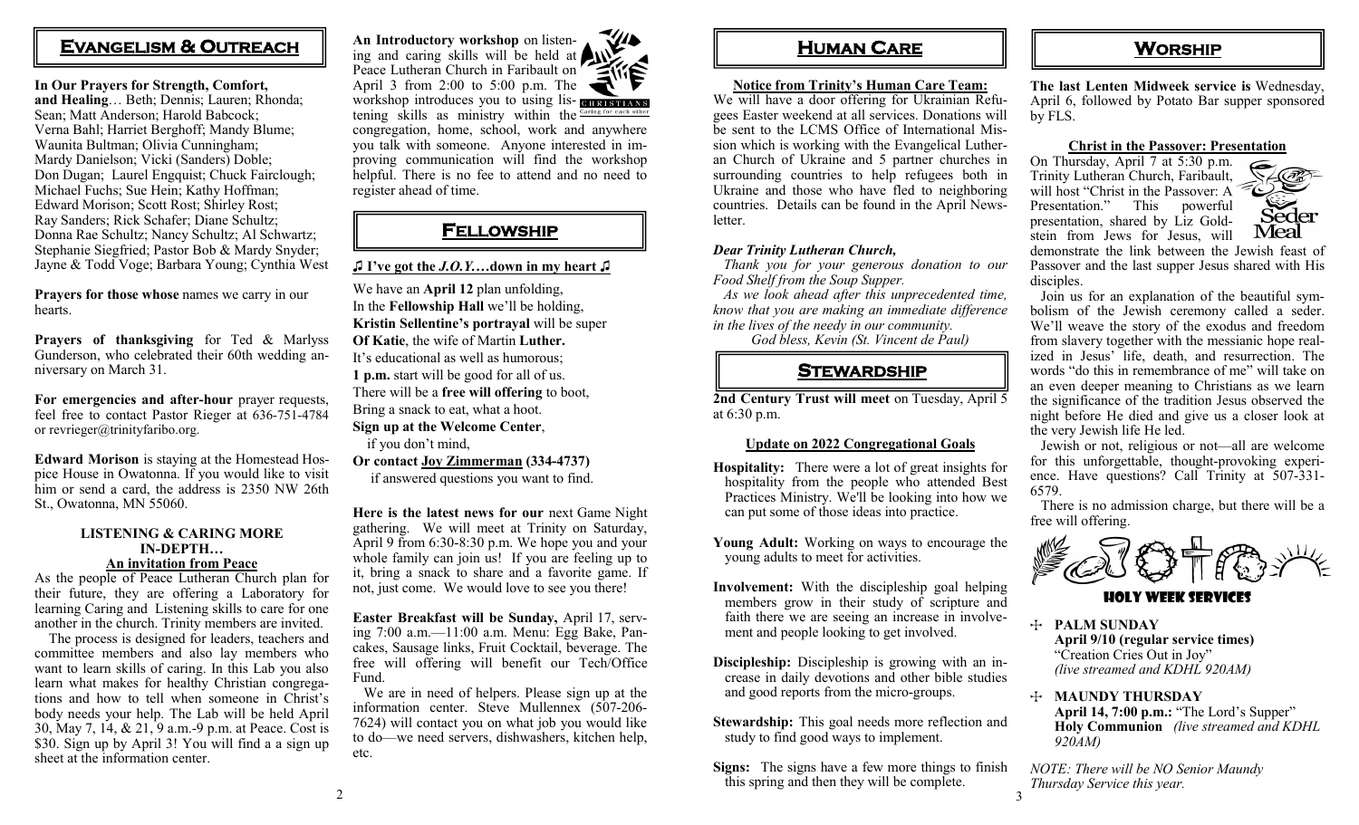## Evangelism & Outreach

**In Our Prayers for Strength, Comfort, and Healing**… Beth; Dennis; Lauren; Rhonda; Sean; Matt Anderson; Harold Babcock; Verna Bahl; Harriet Berghoff; Mandy Blume; Waunita Bultman; Olivia Cunningham; Mardy Danielson; Vicki (Sanders) Doble; Don Dugan; Laurel Engquist; Chuck Fairclough; Michael Fuchs; Sue Hein; Kathy Hoffman; Edward Morison; Scott Rost; Shirley Rost; Ray Sanders; Rick Schafer; Diane Schultz; Donna Rae Schultz; Nancy Schultz; Al Schwartz; Stephanie Siegfried; Pastor Bob & Mardy Snyder; Jayne & Todd Voge; Barbara Young; Cynthia West

**Prayers for those whose** names we carry in our hearts.

**Prayers of thanksgiving** for Ted & Marlyss Gunderson, who celebrated their 60th wedding anniversary on March 31.

**For emergencies and after-hour** prayer requests, feel free to contact Pastor Rieger at 636-751-4784 or revrieger@trinityfaribo.org.

**Edward Morison** is staying at the Homestead Hospice House in Owatonna. If you would like to visit him or send a card, the address is 2350 NW 26th St., Owatonna, MN 55060.

### LISTENING & CARING MORE IN-DEPTH…
**An invitation from Peace**

As the people of Peace Lutheran Church plan for their future, they are offering a Laboratory for learning Caring and Listening skills to care for one another in the church. Trinity members are invited.

The process is designed for leaders, teachers and committee members and also lay members who want to learn skills of caring. In this Lab you also learn what makes for healthy Christian congregations and how to tell when someone in Christ's body needs your help. The Lab will be held April 30, May 7, 14, & 21, 9 a.m.-9 p.m. at Peace. Cost is $30. Sign up by April 3! You will find a a sign up sheet at the information center.

**An Introductory workshop** on listening and caring skills will be held at Peace Lutheran Church in Faribault on April 3 from 2:00 to 5:00 p.m. The workshop introduces you to using listening skills as ministry within the congregation, home, school, work and anywhere you talk with someone. Anyone interested in improving communication will find the workshop helpful. There is no fee to attend and no need to register ahead of time.

## Fellowship

**♫ I've got the *J.O.Y.*…down in my heart ♫**

We have an **April 12** plan unfolding,
In the **Fellowship Hall** we'll be holding,
**Kristin Sellentine's portrayal** will be super
**Of Katie**, the wife of Martin **Luther.**
It's educational as well as humorous;
**1 p.m.** start will be good for all of us.
There will be a **free will offering** to boot,
Bring a snack to eat, what a hoot.
**Sign up at the Welcome Center**,
if you don't mind,
**Or contact Joy Zimmerman (334-4737)**
if answered questions you want to find.

**Here is the latest news for our** next Game Night gathering. We will meet at Trinity on Saturday, April 9 from 6:30-8:30 p.m. We hope you and your whole family can join us! If you are feeling up to it, bring a snack to share and a favorite game. If not, just come. We would love to see you there!

**Easter Breakfast will be Sunday,** April 17, serving 7:00 a.m.—11:00 a.m. Menu: Egg Bake, Pancakes, Sausage links, Fruit Cocktail, beverage. The free will offering will benefit our Tech/Office Fund.

We are in need of helpers. Please sign up at the information center. Steve Mullennex (507-206-7624) will contact you on what job you would like to do—we need servers, dishwashers, kitchen help, etc.

## Human Care

**Notice from Trinity's Human Care Team:**
We will have a door offering for Ukrainian Refugees Easter weekend at all services. Donations will be sent to the LCMS Office of International Mission which is working with the Evangelical Lutheran Church of Ukraine and 5 partner churches in surrounding countries to help refugees both in Ukraine and those who have fled to neighboring countries. Details can be found in the April Newsletter.

***Dear Trinity Lutheran Church,***

*Thank you for your generous donation to our Food Shelf from the Soup Supper.*

*As we look ahead after this unprecedented time, know that you are making an immediate difference in the lives of the needy in our community.*

*God bless, Kevin (St. Vincent de Paul)*

## Stewardship

**2nd Century Trust will meet** on Tuesday, April 5 at 6:30 p.m.

**Update on 2022 Congregational Goals**

**Hospitality:** There were a lot of great insights for hospitality from the people who attended Best Practices Ministry. We'll be looking into how we can put some of those ideas into practice.

**Young Adult:** Working on ways to encourage the young adults to meet for activities.

**Involvement:** With the discipleship goal helping members grow in their study of scripture and faith there we are seeing an increase in involvement and people looking to get involved.

**Discipleship:** Discipleship is growing with an increase in daily devotions and other bible studies and good reports from the micro-groups.

**Stewardship:** This goal needs more reflection and study to find good ways to implement.

**Signs:** The signs have a few more things to finish this spring and then they will be complete.

## Worship

**The last Lenten Midweek service is** Wednesday, April 6, followed by Potato Bar supper sponsored by FLS.

**Christ in the Passover: Presentation**

On Thursday, April 7 at 5:30 p.m. Trinity Lutheran Church, Faribault, will host "Christ in the Passover: A Presentation." This powerful presentation, shared by Liz Goldstein from Jews for Jesus, will demonstrate the link between the Jewish feast of Passover and the last supper Jesus shared with His disciples.

Join us for an explanation of the beautiful symbolism of the Jewish ceremony called a seder. We'll weave the story of the exodus and freedom from slavery together with the messianic hope realized in Jesus' life, death, and resurrection. The words "do this in remembrance of me" will take on an even deeper meaning to Christians as we learn the significance of the tradition Jesus observed the night before He died and give us a closer look at the very Jewish life He led.

Jewish or not, religious or not—all are welcome for this unforgettable, thought-provoking experience. Have questions? Call Trinity at 507-331-6579.

There is no admission charge, but there will be a free will offering.

### HOLY WEEK SERVICES

- **PALM SUNDAY**
  **April 9/10 (regular service times)**
  "Creation Cries Out in Joy"
  *(live streamed and KDHL 920AM)*

- **MAUNDY THURSDAY**
  **April 14, 7:00 p.m.:** "The Lord's Supper"
  **Holy Communion** *(live streamed and KDHL 920AM)*

*NOTE: There will be NO Senior Maundy Thursday Service this year.*